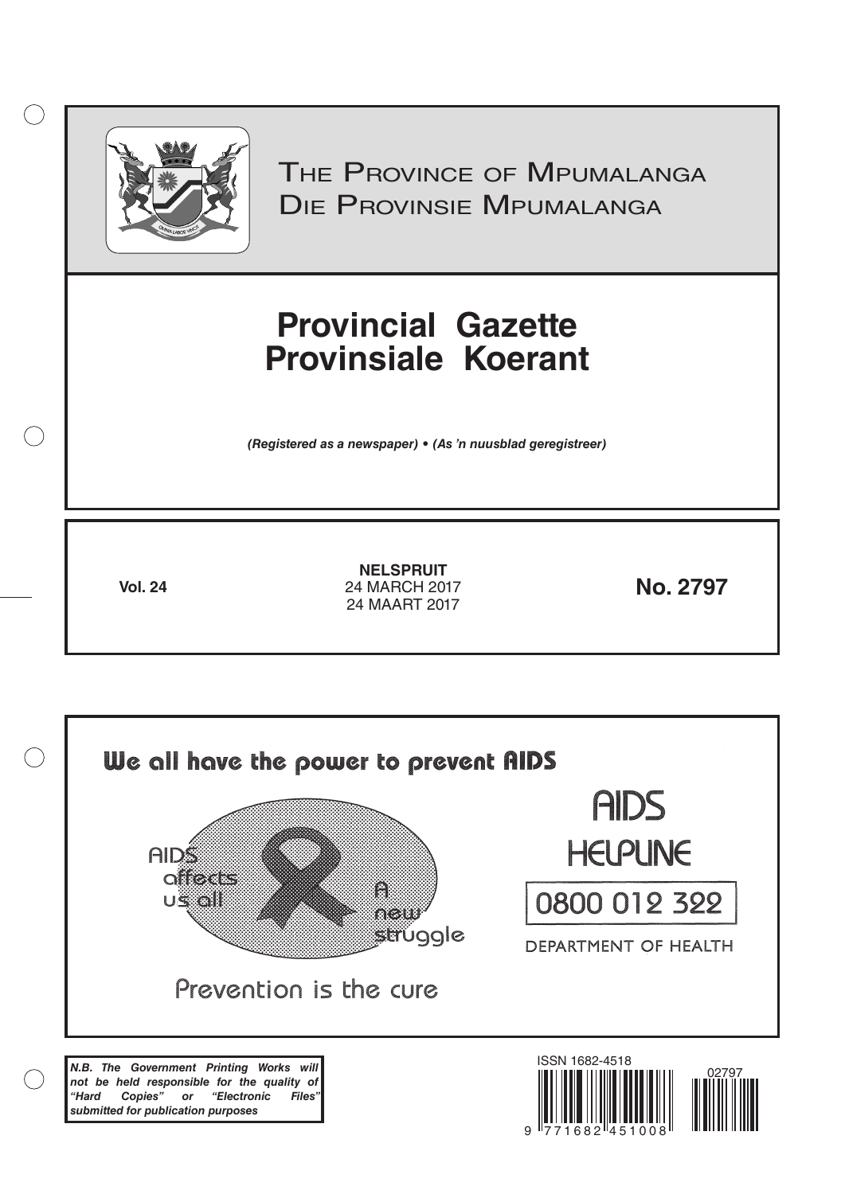THE PROVINCE OF MPUMALANGA
DIE PROVINSIE MPUMALANGA

# Provincial Gazette
# Provinsiale Koerant

*(Registered as a newspaper) • (As 'n nuusblad geregistreer)*

**Vol. 24**

**NELSPRUIT**
24 MARCH 2017
24 MAART 2017

**No. 2797**

**We all have the power to prevent AIDS**

AIDS affects us all

A new struggle

Prevention is the cure

AIDS HELPLINE

0800 012 322

DEPARTMENT OF HEALTH

***N.B. The Government Printing Works will not be held responsible for the quality of "Hard Copies" or "Electronic Files" submitted for publication purposes***

ISSN 1682-4518

02797

9 771682 451008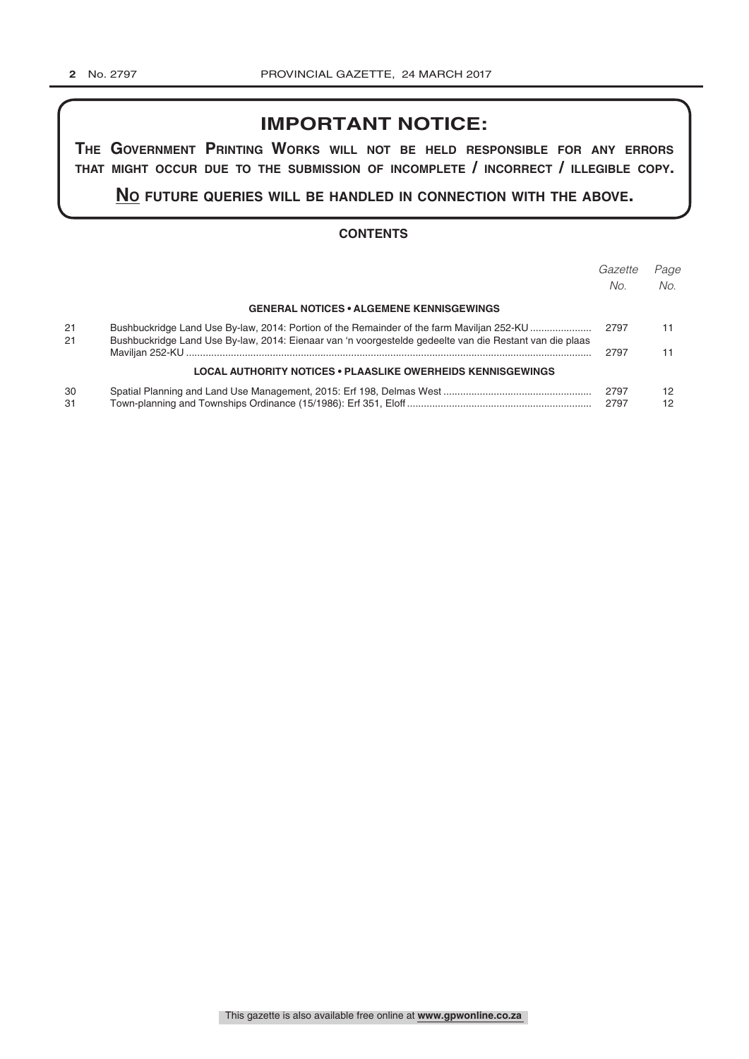## IMPORTANT NOTICE:

**THE GOVERNMENT PRINTING WORKS WILL NOT BE HELD RESPONSIBLE FOR ANY ERRORS THAT MIGHT OCCUR DUE TO THE SUBMISSION OF INCOMPLETE / INCORRECT / ILLEGIBLE COPY.**

**NO FUTURE QUERIES WILL BE HANDLED IN CONNECTION WITH THE ABOVE.**

### CONTENTS

| | | *Gazette No.* | *Page No.* |
|---|---|---|---|
| | **GENERAL NOTICES • ALGEMENE KENNISGEWINGS** | | |
| 21 | Bushbuckridge Land Use By-law, 2014: Portion of the Remainder of the farm Maviljan 252-KU | 2797 | 11 |
| 21 | Bushbuckridge Land Use By-law, 2014: Eienaar van 'n voorgestelde gedeelte van die Restant van die plaas Maviljan 252-KU | 2797 | 11 |
| | **LOCAL AUTHORITY NOTICES • PLAASLIKE OWERHEIDS KENNISGEWINGS** | | |
| 30 | Spatial Planning and Land Use Management, 2015: Erf 198, Delmas West | 2797 | 12 |
| 31 | Town-planning and Townships Ordinance (15/1986): Erf 351, Eloff | 2797 | 12 |

This gazette is also available free online at **www.gpwonline.co.za**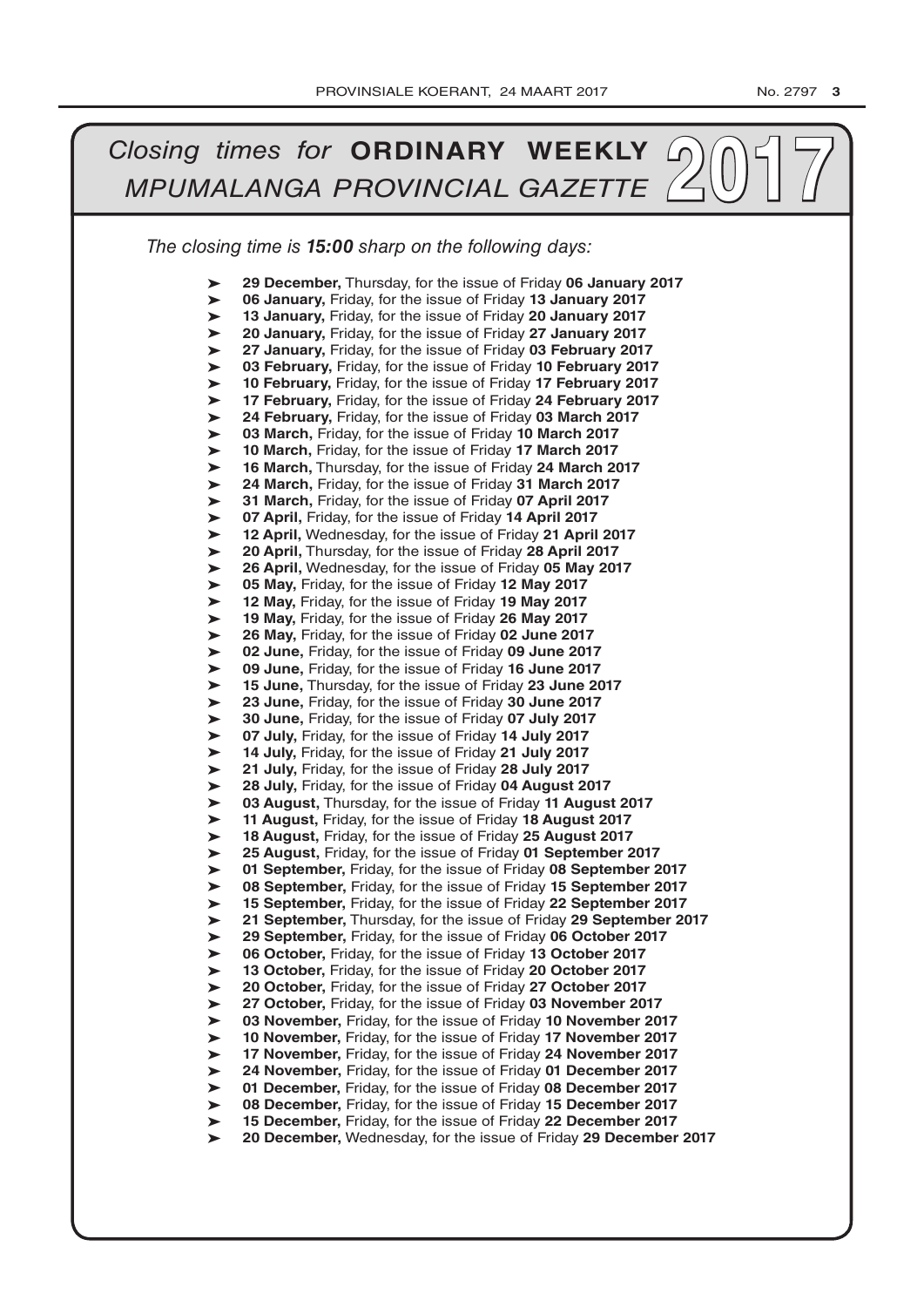# *Closing times for* **ORDINARY WEEKLY** *MPUMALANGA PROVINCIAL GAZETTE* 2017

*The closing time is **15:00** sharp on the following days:*

- **29 December,** Thursday, for the issue of Friday **06 January 2017**
- **06 January,** Friday, for the issue of Friday **13 January 2017**
- **13 January,** Friday, for the issue of Friday **20 January 2017**
- **20 January,** Friday, for the issue of Friday **27 January 2017**
- **27 January,** Friday, for the issue of Friday **03 February 2017**
- **03 February,** Friday, for the issue of Friday **10 February 2017**
- **10 February,** Friday, for the issue of Friday **17 February 2017**
- **17 February,** Friday, for the issue of Friday **24 February 2017**
- **24 February,** Friday, for the issue of Friday **03 March 2017**
- **03 March,** Friday, for the issue of Friday **10 March 2017**
- **10 March,** Friday, for the issue of Friday **17 March 2017**
- **16 March,** Thursday, for the issue of Friday **24 March 2017**
- **24 March,** Friday, for the issue of Friday **31 March 2017**
- **31 March,** Friday, for the issue of Friday **07 April 2017**
- **07 April,** Friday, for the issue of Friday **14 April 2017**
- **12 April,** Wednesday, for the issue of Friday **21 April 2017**
- **20 April,** Thursday, for the issue of Friday **28 April 2017**
- **26 April,** Wednesday, for the issue of Friday **05 May 2017**
- **05 May,** Friday, for the issue of Friday **12 May 2017**
- **12 May,** Friday, for the issue of Friday **19 May 2017**
- **19 May,** Friday, for the issue of Friday **26 May 2017**
- **26 May,** Friday, for the issue of Friday **02 June 2017**
- **02 June,** Friday, for the issue of Friday **09 June 2017**
- **09 June,** Friday, for the issue of Friday **16 June 2017**
- **15 June,** Thursday, for the issue of Friday **23 June 2017**
- **23 June,** Friday, for the issue of Friday **30 June 2017**
- **30 June,** Friday, for the issue of Friday **07 July 2017**
- **07 July,** Friday, for the issue of Friday **14 July 2017**
- **14 July,** Friday, for the issue of Friday **21 July 2017**
- **21 July,** Friday, for the issue of Friday **28 July 2017**
- **28 July,** Friday, for the issue of Friday **04 August 2017**
- **03 August,** Thursday, for the issue of Friday **11 August 2017**
- **11 August,** Friday, for the issue of Friday **18 August 2017**
- **18 August,** Friday, for the issue of Friday **25 August 2017**
- **25 August,** Friday, for the issue of Friday **01 September 2017**
- **01 September,** Friday, for the issue of Friday **08 September 2017**
- **08 September,** Friday, for the issue of Friday **15 September 2017**
- **15 September,** Friday, for the issue of Friday **22 September 2017**
- **21 September,** Thursday, for the issue of Friday **29 September 2017**
- **29 September,** Friday, for the issue of Friday **06 October 2017**
- **06 October,** Friday, for the issue of Friday **13 October 2017**
- **13 October,** Friday, for the issue of Friday **20 October 2017**
- **20 October,** Friday, for the issue of Friday **27 October 2017**
- **27 October,** Friday, for the issue of Friday **03 November 2017**
- **03 November,** Friday, for the issue of Friday **10 November 2017**
- **10 November,** Friday, for the issue of Friday **17 November 2017**
- **17 November,** Friday, for the issue of Friday **24 November 2017**
- **24 November,** Friday, for the issue of Friday **01 December 2017**
- **01 December,** Friday, for the issue of Friday **08 December 2017**
- **08 December,** Friday, for the issue of Friday **15 December 2017**
- **15 December,** Friday, for the issue of Friday **22 December 2017**
- **20 December,** Wednesday, for the issue of Friday **29 December 2017**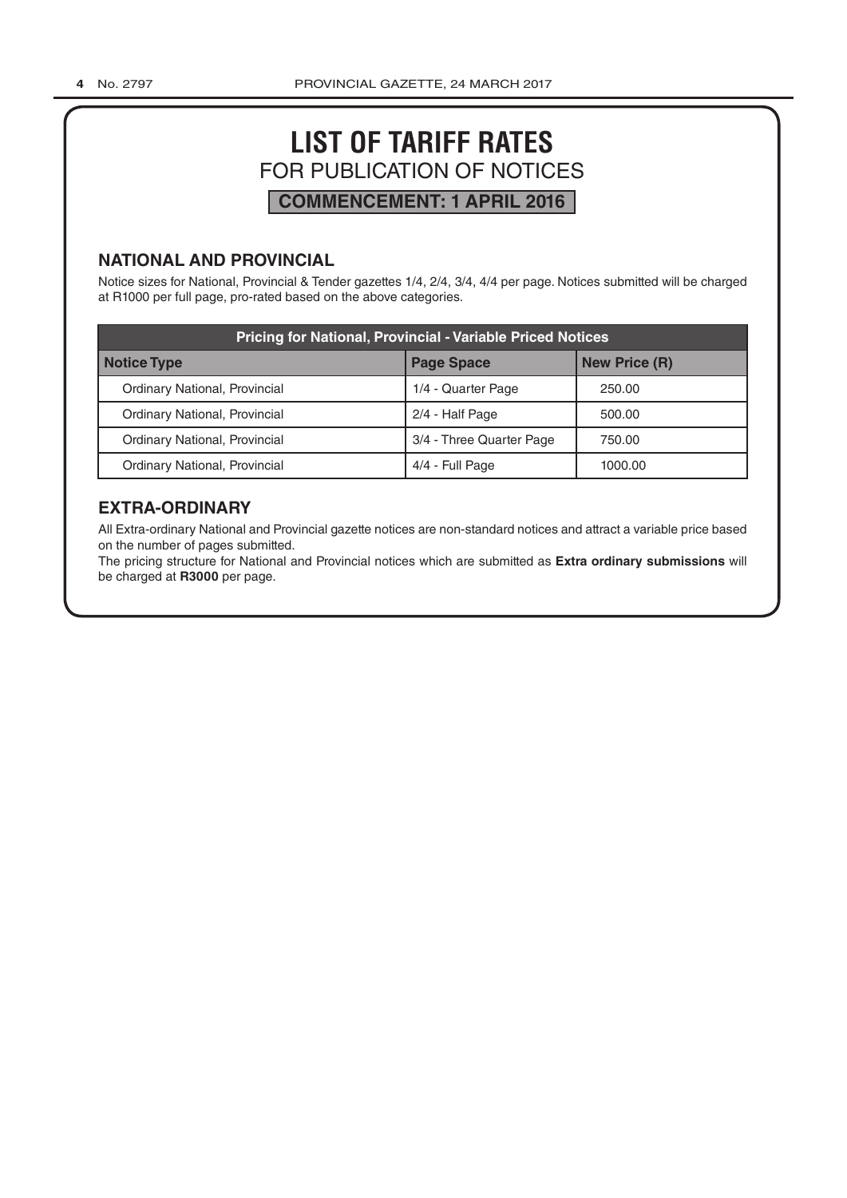# LIST OF TARIFF RATES

FOR PUBLICATION OF NOTICES

**COMMENCEMENT: 1 APRIL 2016**

## NATIONAL AND PROVINCIAL

Notice sizes for National, Provincial & Tender gazettes 1/4, 2/4, 3/4, 4/4 per page. Notices submitted will be charged at R1000 per full page, pro-rated based on the above categories.

| Pricing for National, Provincial - Variable Priced Notices | | |
|---|---|---|
| **Notice Type** | **Page Space** | **New Price (R)** |
| Ordinary National, Provincial | 1/4 - Quarter Page | 250.00 |
| Ordinary National, Provincial | 2/4 - Half Page | 500.00 |
| Ordinary National, Provincial | 3/4 - Three Quarter Page | 750.00 |
| Ordinary National, Provincial | 4/4 - Full Page | 1000.00 |

## EXTRA-ORDINARY

All Extra-ordinary National and Provincial gazette notices are non-standard notices and attract a variable price based on the number of pages submitted.

The pricing structure for National and Provincial notices which are submitted as **Extra ordinary submissions** will be charged at **R3000** per page.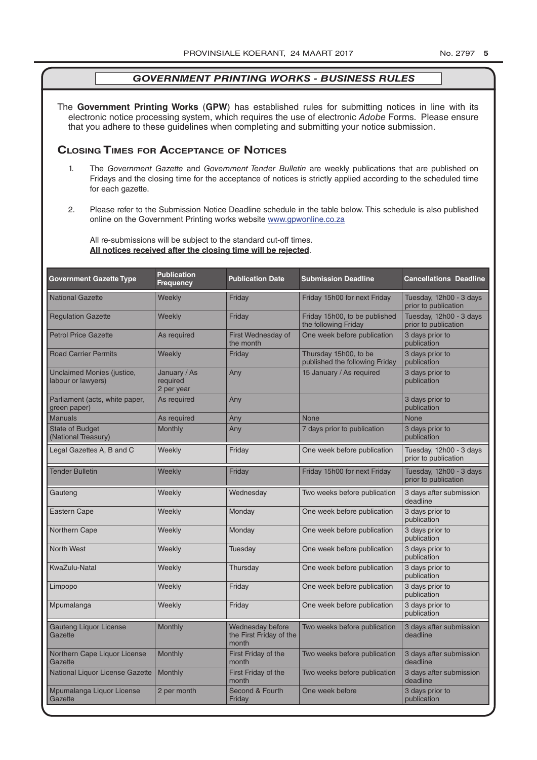## *GOVERNMENT PRINTING WORKS - BUSINESS RULES*

The **Government Printing Works** (**GPW**) has established rules for submitting notices in line with its electronic notice processing system, which requires the use of electronic *Adobe* Forms. Please ensure that you adhere to these guidelines when completing and submitting your notice submission.

## Closing Times for Acceptance of Notices

1. The *Government Gazette* and *Government Tender Bulletin* are weekly publications that are published on Fridays and the closing time for the acceptance of notices is strictly applied according to the scheduled time for each gazette.

2. Please refer to the Submission Notice Deadline schedule in the table below. This schedule is also published online on the Government Printing works website www.gpwonline.co.za

   All re-submissions will be subject to the standard cut-off times.
   **All notices received after the closing time will be rejected**.

| Government Gazette Type | Publication Frequency | Publication Date | Submission Deadline | Cancellations Deadline |
|---|---|---|---|---|
| National Gazette | Weekly | Friday | Friday 15h00 for next Friday | Tuesday, 12h00 - 3 days prior to publication |
| Regulation Gazette | Weekly | Friday | Friday 15h00, to be published the following Friday | Tuesday, 12h00 - 3 days prior to publication |
| Petrol Price Gazette | As required | First Wednesday of the month | One week before publication | 3 days prior to publication |
| Road Carrier Permits | Weekly | Friday | Thursday 15h00, to be published the following Friday | 3 days prior to publication |
| Unclaimed Monies (justice, labour or lawyers) | January / As required 2 per year | Any | 15 January / As required | 3 days prior to publication |
| Parliament (acts, white paper, green paper) | As required | Any | | 3 days prior to publication |
| Manuals | As required | Any | None | None |
| State of Budget (National Treasury) | Monthly | Any | 7 days prior to publication | 3 days prior to publication |
| Legal Gazettes A, B and C | Weekly | Friday | One week before publication | Tuesday, 12h00 - 3 days prior to publication |
| Tender Bulletin | Weekly | Friday | Friday 15h00 for next Friday | Tuesday, 12h00 - 3 days prior to publication |
| Gauteng | Weekly | Wednesday | Two weeks before publication | 3 days after submission deadline |
| Eastern Cape | Weekly | Monday | One week before publication | 3 days prior to publication |
| Northern Cape | Weekly | Monday | One week before publication | 3 days prior to publication |
| North West | Weekly | Tuesday | One week before publication | 3 days prior to publication |
| KwaZulu-Natal | Weekly | Thursday | One week before publication | 3 days prior to publication |
| Limpopo | Weekly | Friday | One week before publication | 3 days prior to publication |
| Mpumalanga | Weekly | Friday | One week before publication | 3 days prior to publication |
| Gauteng Liquor License Gazette | Monthly | Wednesday before the First Friday of the month | Two weeks before publication | 3 days after submission deadline |
| Northern Cape Liquor License Gazette | Monthly | First Friday of the month | Two weeks before publication | 3 days after submission deadline |
| National Liquor License Gazette | Monthly | First Friday of the month | Two weeks before publication | 3 days after submission deadline |
| Mpumalanga Liquor License Gazette | 2 per month | Second & Fourth Friday | One week before | 3 days prior to publication |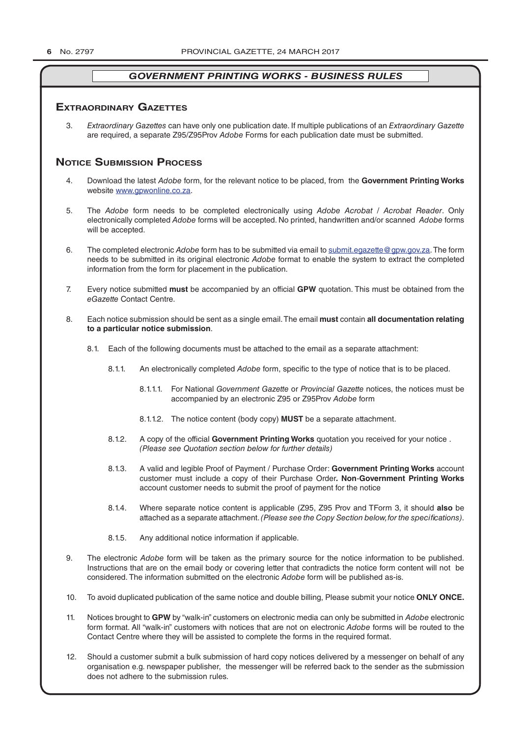## GOVERNMENT PRINTING WORKS - BUSINESS RULES

### Extraordinary Gazettes

3. *Extraordinary Gazettes* can have only one publication date. If multiple publications of an *Extraordinary Gazette* are required, a separate Z95/Z95Prov *Adobe* Forms for each publication date must be submitted.

### Notice Submission Process

4. Download the latest *Adobe* form, for the relevant notice to be placed, from the **Government Printing Works** website www.gpwonline.co.za.

5. The *Adobe* form needs to be completed electronically using *Adobe Acrobat* / *Acrobat Reader*. Only electronically completed *Adobe* forms will be accepted. No printed, handwritten and/or scanned *Adobe* forms will be accepted.

6. The completed electronic *Adobe* form has to be submitted via email to submit.egazette@gpw.gov.za. The form needs to be submitted in its original electronic *Adobe* format to enable the system to extract the completed information from the form for placement in the publication.

7. Every notice submitted **must** be accompanied by an official **GPW** quotation. This must be obtained from the *eGazette* Contact Centre.

8. Each notice submission should be sent as a single email. The email **must** contain **all documentation relating to a particular notice submission**.

   8.1. Each of the following documents must be attached to the email as a separate attachment:

      8.1.1. An electronically completed *Adobe* form, specific to the type of notice that is to be placed.

         8.1.1.1. For National *Government Gazette* or *Provincial Gazette* notices, the notices must be accompanied by an electronic Z95 or Z95Prov *Adobe* form

         8.1.1.2. The notice content (body copy) **MUST** be a separate attachment.

      8.1.2. A copy of the official **Government Printing Works** quotation you received for your notice . *(Please see Quotation section below for further details)*

      8.1.3. A valid and legible Proof of Payment / Purchase Order: **Government Printing Works** account customer must include a copy of their Purchase Order**. Non**-**Government Printing Works** account customer needs to submit the proof of payment for the notice

      8.1.4. Where separate notice content is applicable (Z95, Z95 Prov and TForm 3, it should **also** be attached as a separate attachment. *(Please see the Copy Section below, for the specifications)*.

      8.1.5. Any additional notice information if applicable.

9. The electronic *Adobe* form will be taken as the primary source for the notice information to be published. Instructions that are on the email body or covering letter that contradicts the notice form content will not be considered. The information submitted on the electronic *Adobe* form will be published as-is.

10. To avoid duplicated publication of the same notice and double billing, Please submit your notice **ONLY ONCE.**

11. Notices brought to **GPW** by "walk-in" customers on electronic media can only be submitted in *Adobe* electronic form format. All "walk-in" customers with notices that are not on electronic *Adobe* forms will be routed to the Contact Centre where they will be assisted to complete the forms in the required format.

12. Should a customer submit a bulk submission of hard copy notices delivered by a messenger on behalf of any organisation e.g. newspaper publisher, the messenger will be referred back to the sender as the submission does not adhere to the submission rules.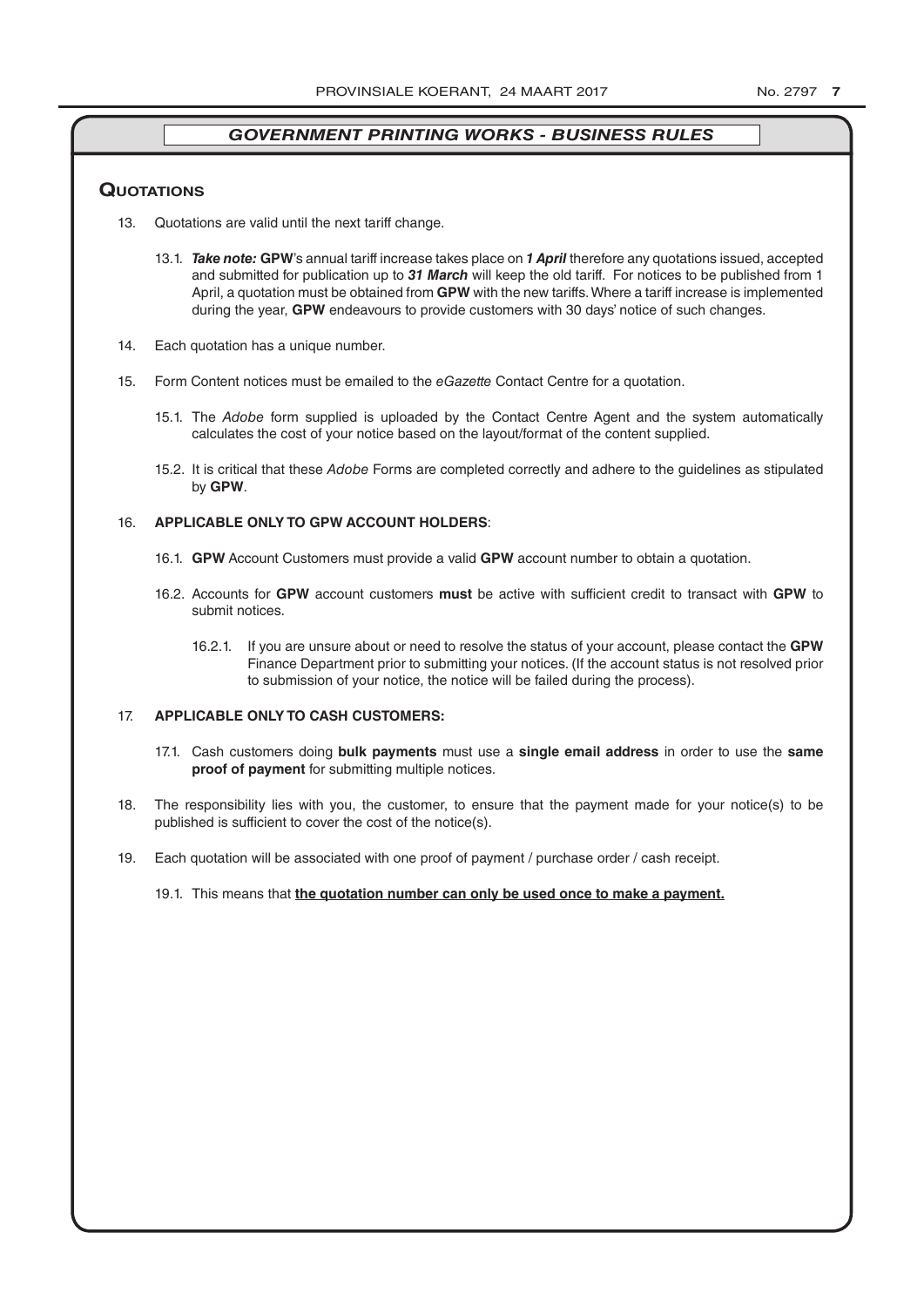## *GOVERNMENT PRINTING WORKS - BUSINESS RULES*

### Quotations

13. Quotations are valid until the next tariff change.

    13.1. ***Take note:*** **GPW**'s annual tariff increase takes place on ***1 April*** therefore any quotations issued, accepted and submitted for publication up to ***31 March*** will keep the old tariff. For notices to be published from 1 April, a quotation must be obtained from **GPW** with the new tariffs. Where a tariff increase is implemented during the year, **GPW** endeavours to provide customers with 30 days' notice of such changes.

14. Each quotation has a unique number.

15. Form Content notices must be emailed to the *eGazette* Contact Centre for a quotation.

    15.1. The *Adobe* form supplied is uploaded by the Contact Centre Agent and the system automatically calculates the cost of your notice based on the layout/format of the content supplied.

    15.2. It is critical that these *Adobe* Forms are completed correctly and adhere to the guidelines as stipulated by **GPW**.

16. **APPLICABLE ONLY TO GPW ACCOUNT HOLDERS**:

    16.1. **GPW** Account Customers must provide a valid **GPW** account number to obtain a quotation.

    16.2. Accounts for **GPW** account customers **must** be active with sufficient credit to transact with **GPW** to submit notices.

    16.2.1. If you are unsure about or need to resolve the status of your account, please contact the **GPW** Finance Department prior to submitting your notices. (If the account status is not resolved prior to submission of your notice, the notice will be failed during the process).

17. **APPLICABLE ONLY TO CASH CUSTOMERS:**

    17.1. Cash customers doing **bulk payments** must use a **single email address** in order to use the **same proof of payment** for submitting multiple notices.

18. The responsibility lies with you, the customer, to ensure that the payment made for your notice(s) to be published is sufficient to cover the cost of the notice(s).

19. Each quotation will be associated with one proof of payment / purchase order / cash receipt.

    19.1. This means that **<u>the quotation number can only be used once to make a payment.</u>**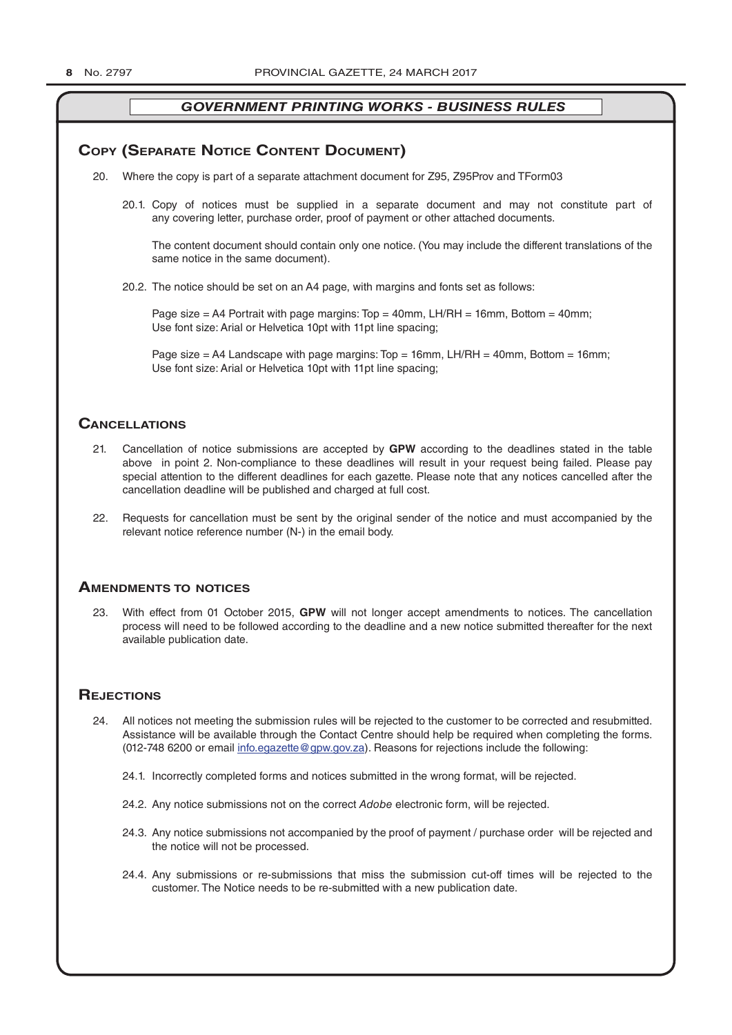## GOVERNMENT PRINTING WORKS - BUSINESS RULES

### Copy (Separate Notice Content Document)

20. Where the copy is part of a separate attachment document for Z95, Z95Prov and TForm03

    20.1. Copy of notices must be supplied in a separate document and may not constitute part of any covering letter, purchase order, proof of payment or other attached documents.

    The content document should contain only one notice. (You may include the different translations of the same notice in the same document).

    20.2. The notice should be set on an A4 page, with margins and fonts set as follows:

    Page size = A4 Portrait with page margins: Top = 40mm, LH/RH = 16mm, Bottom = 40mm;
    Use font size: Arial or Helvetica 10pt with 11pt line spacing;

    Page size = A4 Landscape with page margins: Top = 16mm, LH/RH = 40mm, Bottom = 16mm;
    Use font size: Arial or Helvetica 10pt with 11pt line spacing;

### Cancellations

21. Cancellation of notice submissions are accepted by **GPW** according to the deadlines stated in the table above in point 2. Non-compliance to these deadlines will result in your request being failed. Please pay special attention to the different deadlines for each gazette. Please note that any notices cancelled after the cancellation deadline will be published and charged at full cost.

22. Requests for cancellation must be sent by the original sender of the notice and must accompanied by the relevant notice reference number (N-) in the email body.

### Amendments to notices

23. With effect from 01 October 2015, **GPW** will not longer accept amendments to notices. The cancellation process will need to be followed according to the deadline and a new notice submitted thereafter for the next available publication date.

### Rejections

24. All notices not meeting the submission rules will be rejected to the customer to be corrected and resubmitted. Assistance will be available through the Contact Centre should help be required when completing the forms. (012-748 6200 or email info.egazette@gpw.gov.za). Reasons for rejections include the following:

    24.1. Incorrectly completed forms and notices submitted in the wrong format, will be rejected.

    24.2. Any notice submissions not on the correct *Adobe* electronic form, will be rejected.

    24.3. Any notice submissions not accompanied by the proof of payment / purchase order will be rejected and the notice will not be processed.

    24.4. Any submissions or re-submissions that miss the submission cut-off times will be rejected to the customer. The Notice needs to be re-submitted with a new publication date.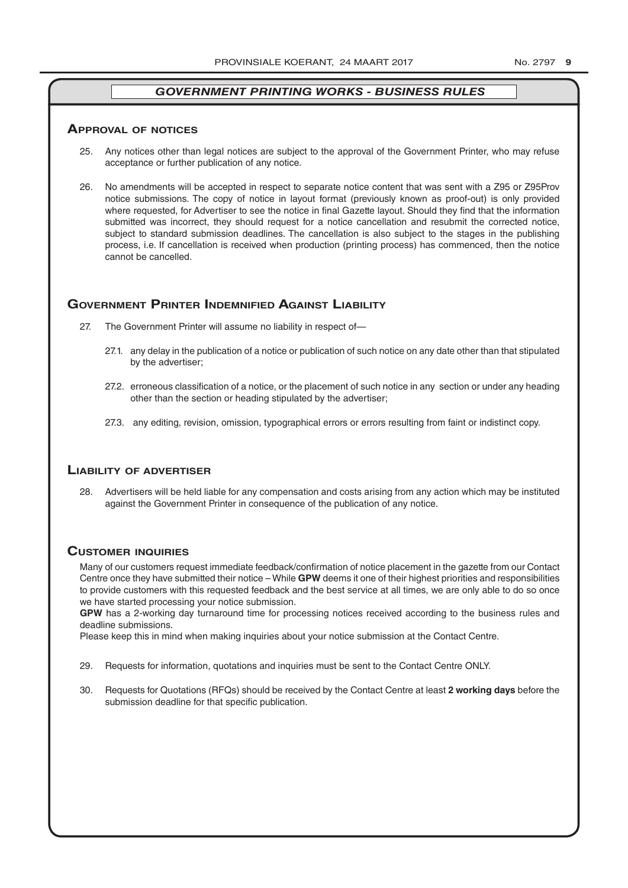## *GOVERNMENT PRINTING WORKS - BUSINESS RULES*

### Approval of notices

25. Any notices other than legal notices are subject to the approval of the Government Printer, who may refuse acceptance or further publication of any notice.

26. No amendments will be accepted in respect to separate notice content that was sent with a Z95 or Z95Prov notice submissions. The copy of notice in layout format (previously known as proof-out) is only provided where requested, for Advertiser to see the notice in final Gazette layout. Should they find that the information submitted was incorrect, they should request for a notice cancellation and resubmit the corrected notice, subject to standard submission deadlines. The cancellation is also subject to the stages in the publishing process, i.e. If cancellation is received when production (printing process) has commenced, then the notice cannot be cancelled.

### Government Printer Indemnified Against Liability

27. The Government Printer will assume no liability in respect of—

    27.1. any delay in the publication of a notice or publication of such notice on any date other than that stipulated by the advertiser;

    27.2. erroneous classification of a notice, or the placement of such notice in any section or under any heading other than the section or heading stipulated by the advertiser;

    27.3. any editing, revision, omission, typographical errors or errors resulting from faint or indistinct copy.

### Liability of advertiser

28. Advertisers will be held liable for any compensation and costs arising from any action which may be instituted against the Government Printer in consequence of the publication of any notice.

### Customer inquiries

Many of our customers request immediate feedback/confirmation of notice placement in the gazette from our Contact Centre once they have submitted their notice – While **GPW** deems it one of their highest priorities and responsibilities to provide customers with this requested feedback and the best service at all times, we are only able to do so once we have started processing your notice submission.

**GPW** has a 2-working day turnaround time for processing notices received according to the business rules and deadline submissions.

Please keep this in mind when making inquiries about your notice submission at the Contact Centre.

29. Requests for information, quotations and inquiries must be sent to the Contact Centre ONLY.

30. Requests for Quotations (RFQs) should be received by the Contact Centre at least **2 working days** before the submission deadline for that specific publication.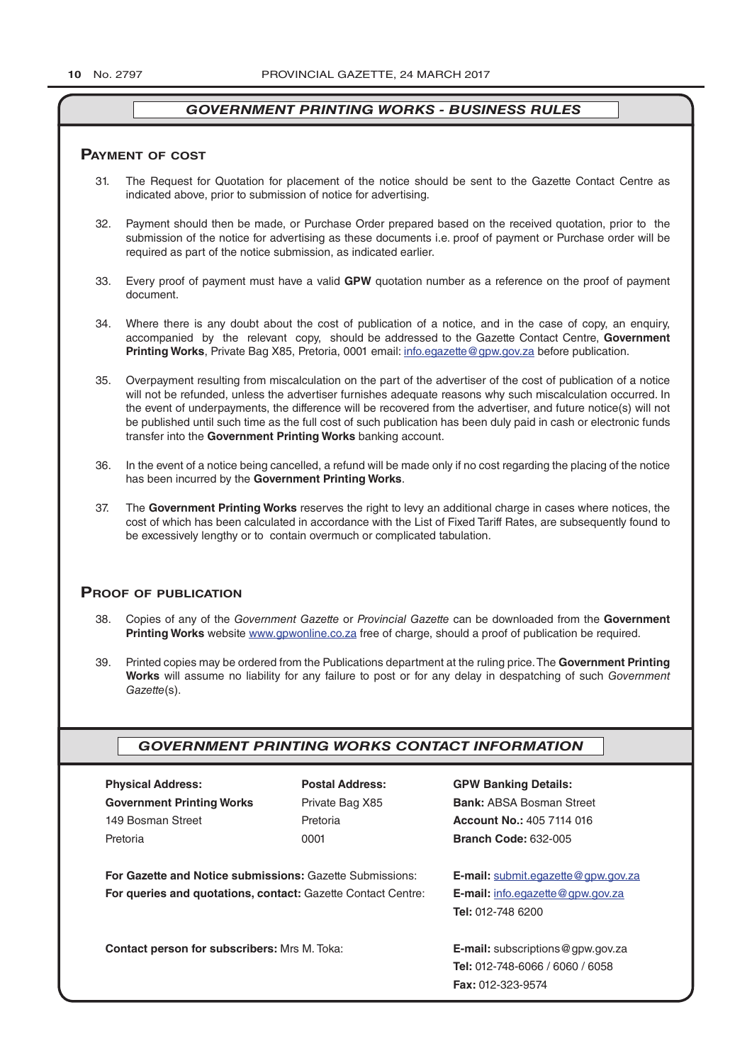## GOVERNMENT PRINTING WORKS - BUSINESS RULES

### Payment of cost

31. The Request for Quotation for placement of the notice should be sent to the Gazette Contact Centre as indicated above, prior to submission of notice for advertising.

32. Payment should then be made, or Purchase Order prepared based on the received quotation, prior to the submission of the notice for advertising as these documents i.e. proof of payment or Purchase order will be required as part of the notice submission, as indicated earlier.

33. Every proof of payment must have a valid **GPW** quotation number as a reference on the proof of payment document.

34. Where there is any doubt about the cost of publication of a notice, and in the case of copy, an enquiry, accompanied by the relevant copy, should be addressed to the Gazette Contact Centre, **Government Printing Works**, Private Bag X85, Pretoria, 0001 email: info.egazette@gpw.gov.za before publication.

35. Overpayment resulting from miscalculation on the part of the advertiser of the cost of publication of a notice will not be refunded, unless the advertiser furnishes adequate reasons why such miscalculation occurred. In the event of underpayments, the difference will be recovered from the advertiser, and future notice(s) will not be published until such time as the full cost of such publication has been duly paid in cash or electronic funds transfer into the **Government Printing Works** banking account.

36. In the event of a notice being cancelled, a refund will be made only if no cost regarding the placing of the notice has been incurred by the **Government Printing Works**.

37. The **Government Printing Works** reserves the right to levy an additional charge in cases where notices, the cost of which has been calculated in accordance with the List of Fixed Tariff Rates, are subsequently found to be excessively lengthy or to contain overmuch or complicated tabulation.

### Proof of publication

38. Copies of any of the *Government Gazette* or *Provincial Gazette* can be downloaded from the **Government Printing Works** website www.gpwonline.co.za free of charge, should a proof of publication be required.

39. Printed copies may be ordered from the Publications department at the ruling price. The **Government Printing Works** will assume no liability for any failure to post or for any delay in despatching of such *Government Gazette*(s).

## GOVERNMENT PRINTING WORKS CONTACT INFORMATION

**Physical Address:**
**Government Printing Works**
149 Bosman Street
Pretoria

**Postal Address:**
Private Bag X85
Pretoria
0001

**GPW Banking Details:**
**Bank:** ABSA Bosman Street
**Account No.:** 405 7114 016
**Branch Code:** 632-005

**For Gazette and Notice submissions:** Gazette Submissions: **E-mail:** submit.egazette@gpw.gov.za

**For queries and quotations, contact:** Gazette Contact Centre: **E-mail:** info.egazette@gpw.gov.za
**Tel:** 012-748 6200

**Contact person for subscribers:** Mrs M. Toka: **E-mail:** subscriptions@gpw.gov.za
**Tel:** 012-748-6066 / 6060 / 6058
**Fax:** 012-323-9574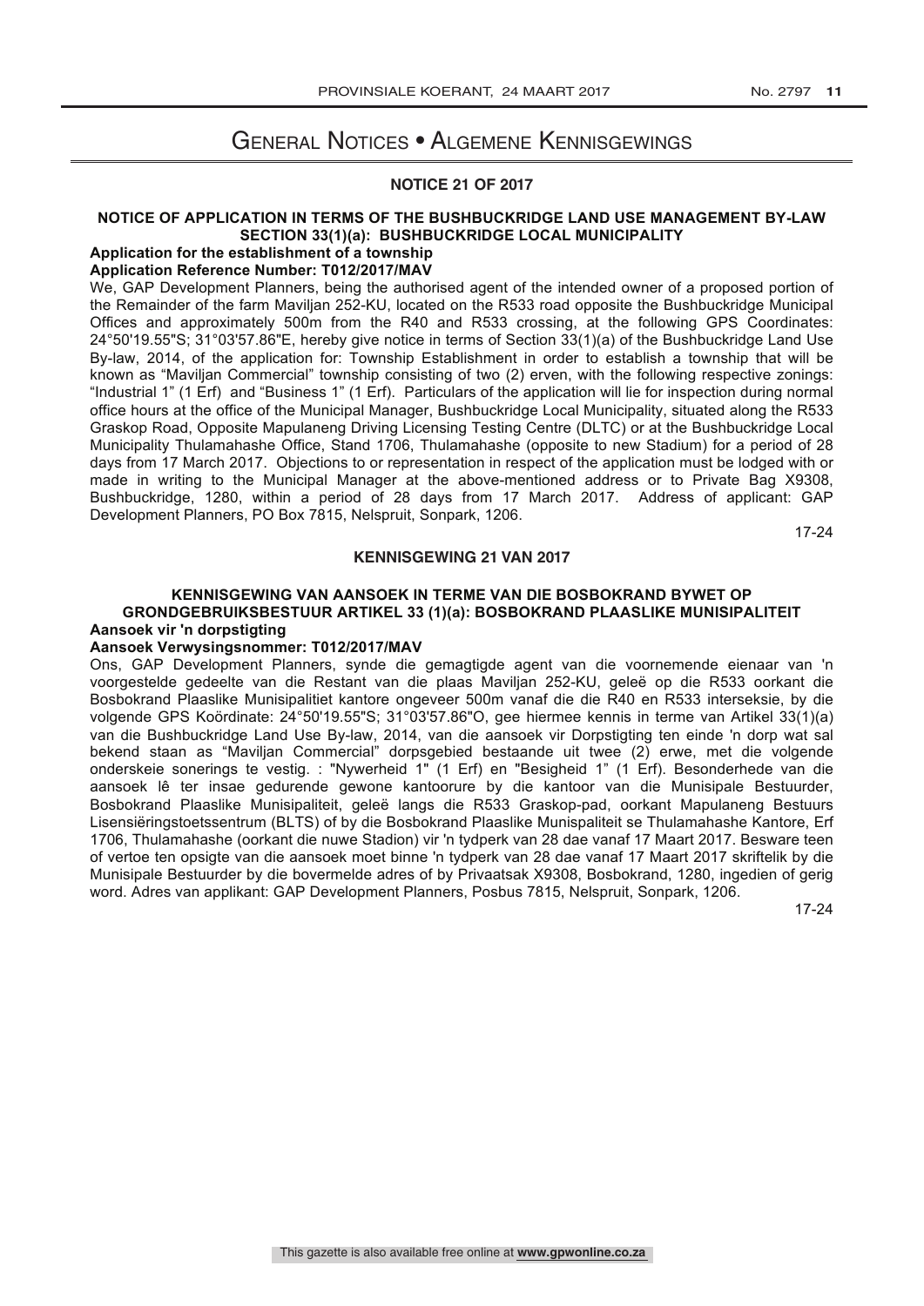# General Notices • Algemene Kennisgewings

## NOTICE 21 OF 2017

### NOTICE OF APPLICATION IN TERMS OF THE BUSHBUCKRIDGE LAND USE MANAGEMENT BY-LAW SECTION 33(1)(a): BUSHBUCKRIDGE LOCAL MUNICIPALITY

**Application for the establishment of a township**

**Application Reference Number: T012/2017/MAV**

We, GAP Development Planners, being the authorised agent of the intended owner of a proposed portion of the Remainder of the farm Maviljan 252-KU, located on the R533 road opposite the Bushbuckridge Municipal Offices and approximately 500m from the R40 and R533 crossing, at the following GPS Coordinates: 24°50'19.55"S; 31°03'57.86"E, hereby give notice in terms of Section 33(1)(a) of the Bushbuckridge Land Use By-law, 2014, of the application for: Township Establishment in order to establish a township that will be known as "Maviljan Commercial" township consisting of two (2) erven, with the following respective zonings: "Industrial 1" (1 Erf) and "Business 1" (1 Erf). Particulars of the application will lie for inspection during normal office hours at the office of the Municipal Manager, Bushbuckridge Local Municipality, situated along the R533 Graskop Road, Opposite Mapulaneng Driving Licensing Testing Centre (DLTC) or at the Bushbuckridge Local Municipality Thulamahashe Office, Stand 1706, Thulamahashe (opposite to new Stadium) for a period of 28 days from 17 March 2017. Objections to or representation in respect of the application must be lodged with or made in writing to the Municipal Manager at the above-mentioned address or to Private Bag X9308, Bushbuckridge, 1280, within a period of 28 days from 17 March 2017. Address of applicant: GAP Development Planners, PO Box 7815, Nelspruit, Sonpark, 1206.

17-24

## KENNISGEWING 21 VAN 2017

### KENNISGEWING VAN AANSOEK IN TERME VAN DIE BOSBOKRAND BYWET OP GRONDGEBRUIKSBESTUUR ARTIKEL 33 (1)(a): BOSBOKRAND PLAASLIKE MUNISIPALITEIT

**Aansoek vir 'n dorpstigting**

**Aansoek Verwysingsnommer: T012/2017/MAV**

Ons, GAP Development Planners, synde die gemagtigde agent van die voornemende eienaar van 'n voorgestelde gedeelte van die Restant van die plaas Maviljan 252-KU, geleë op die R533 oorkant die Bosbokrand Plaaslike Munisipalitiet kantore ongeveer 500m vanaf die die R40 en R533 interseksie, by die volgende GPS Koördinate: 24°50'19.55"S; 31°03'57.86"O, gee hiermee kennis in terme van Artikel 33(1)(a) van die Bushbuckridge Land Use By-law, 2014, van die aansoek vir Dorpstigting ten einde 'n dorp wat sal bekend staan as "Maviljan Commercial" dorpsgebied bestaande uit twee (2) erwe, met die volgende onderskeie sonerings te vestig. : "Nywerheid 1" (1 Erf) en "Besigheid 1" (1 Erf). Besonderhede van die aansoek lê ter insae gedurende gewone kantoorure by die kantoor van die Munisipale Bestuurder, Bosbokrand Plaaslike Munisipaliteit, geleë langs die R533 Graskop-pad, oorkant Mapulaneng Bestuurs Lisensiëringstoetssentrum (BLTS) of by die Bosbokrand Plaaslike Munispaliteit se Thulamahashe Kantore, Erf 1706, Thulamahashe (oorkant die nuwe Stadion) vir 'n tydperk van 28 dae vanaf 17 Maart 2017. Besware teen of vertoe ten opsigte van die aansoek moet binne 'n tydperk van 28 dae vanaf 17 Maart 2017 skriftelik by die Munisipale Bestuurder by die bovermelde adres of by Privaatsak X9308, Bosbokrand, 1280, ingedien of gerig word. Adres van applikant: GAP Development Planners, Posbus 7815, Nelspruit, Sonpark, 1206.

17-24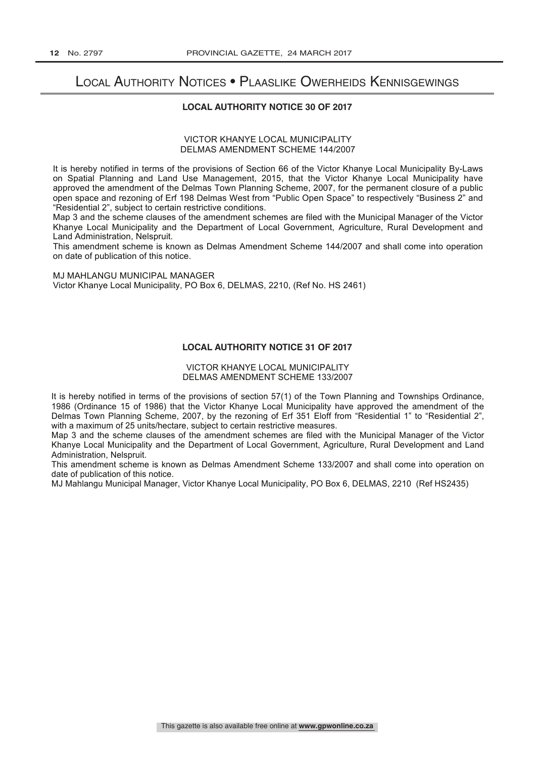# Local Authority Notices • Plaaslike Owerheids Kennisgewings

## LOCAL AUTHORITY NOTICE 30 OF 2017

VICTOR KHANYE LOCAL MUNICIPALITY
DELMAS AMENDMENT SCHEME 144/2007

It is hereby notified in terms of the provisions of Section 66 of the Victor Khanye Local Municipality By-Laws on Spatial Planning and Land Use Management, 2015, that the Victor Khanye Local Municipality have approved the amendment of the Delmas Town Planning Scheme, 2007, for the permanent closure of a public open space and rezoning of Erf 198 Delmas West from "Public Open Space" to respectively "Business 2" and "Residential 2", subject to certain restrictive conditions.

Map 3 and the scheme clauses of the amendment schemes are filed with the Municipal Manager of the Victor Khanye Local Municipality and the Department of Local Government, Agriculture, Rural Development and Land Administration, Nelspruit.

This amendment scheme is known as Delmas Amendment Scheme 144/2007 and shall come into operation on date of publication of this notice.

MJ MAHLANGU MUNICIPAL MANAGER
Victor Khanye Local Municipality, PO Box 6, DELMAS, 2210, (Ref No. HS 2461)

## LOCAL AUTHORITY NOTICE 31 OF 2017

VICTOR KHANYE LOCAL MUNICIPALITY
DELMAS AMENDMENT SCHEME 133/2007

It is hereby notified in terms of the provisions of section 57(1) of the Town Planning and Townships Ordinance, 1986 (Ordinance 15 of 1986) that the Victor Khanye Local Municipality have approved the amendment of the Delmas Town Planning Scheme, 2007, by the rezoning of Erf 351 Eloff from "Residential 1" to "Residential 2", with a maximum of 25 units/hectare, subject to certain restrictive measures.

Map 3 and the scheme clauses of the amendment schemes are filed with the Municipal Manager of the Victor Khanye Local Municipality and the Department of Local Government, Agriculture, Rural Development and Land Administration, Nelspruit.

This amendment scheme is known as Delmas Amendment Scheme 133/2007 and shall come into operation on date of publication of this notice.

MJ Mahlangu Municipal Manager, Victor Khanye Local Municipality, PO Box 6, DELMAS, 2210 (Ref HS2435)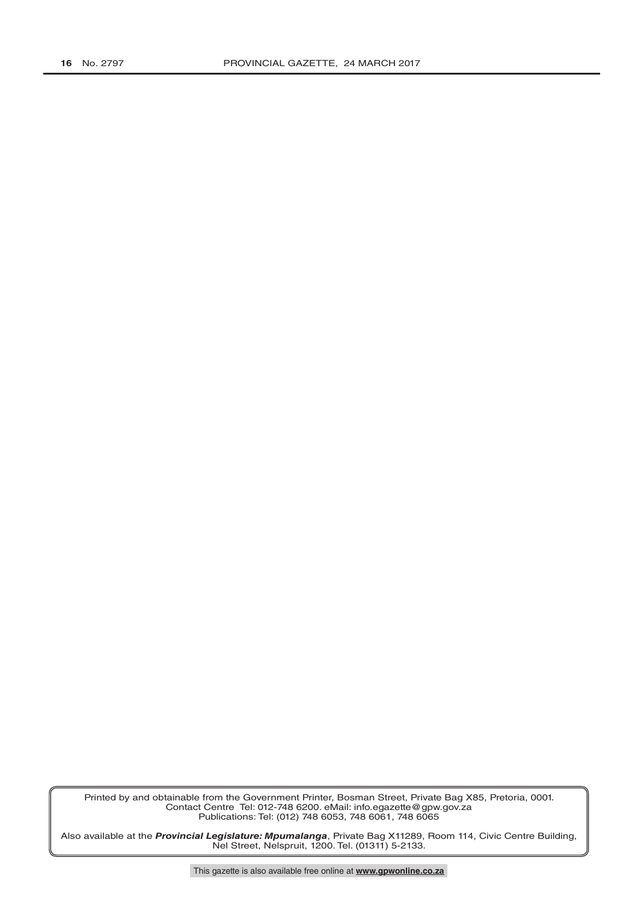Printed by and obtainable from the Government Printer, Bosman Street, Private Bag X85, Pretoria, 0001.
Contact Centre Tel: 012-748 6200. eMail: info.egazette@gpw.gov.za
Publications: Tel: (012) 748 6053, 748 6061, 748 6065

Also available at the ***Provincial Legislature: Mpumalanga***, Private Bag X11289, Room 114, Civic Centre Building, Nel Street, Nelspruit, 1200. Tel. (01311) 5-2133.

This gazette is also available free online at **www.gpwonline.co.za**